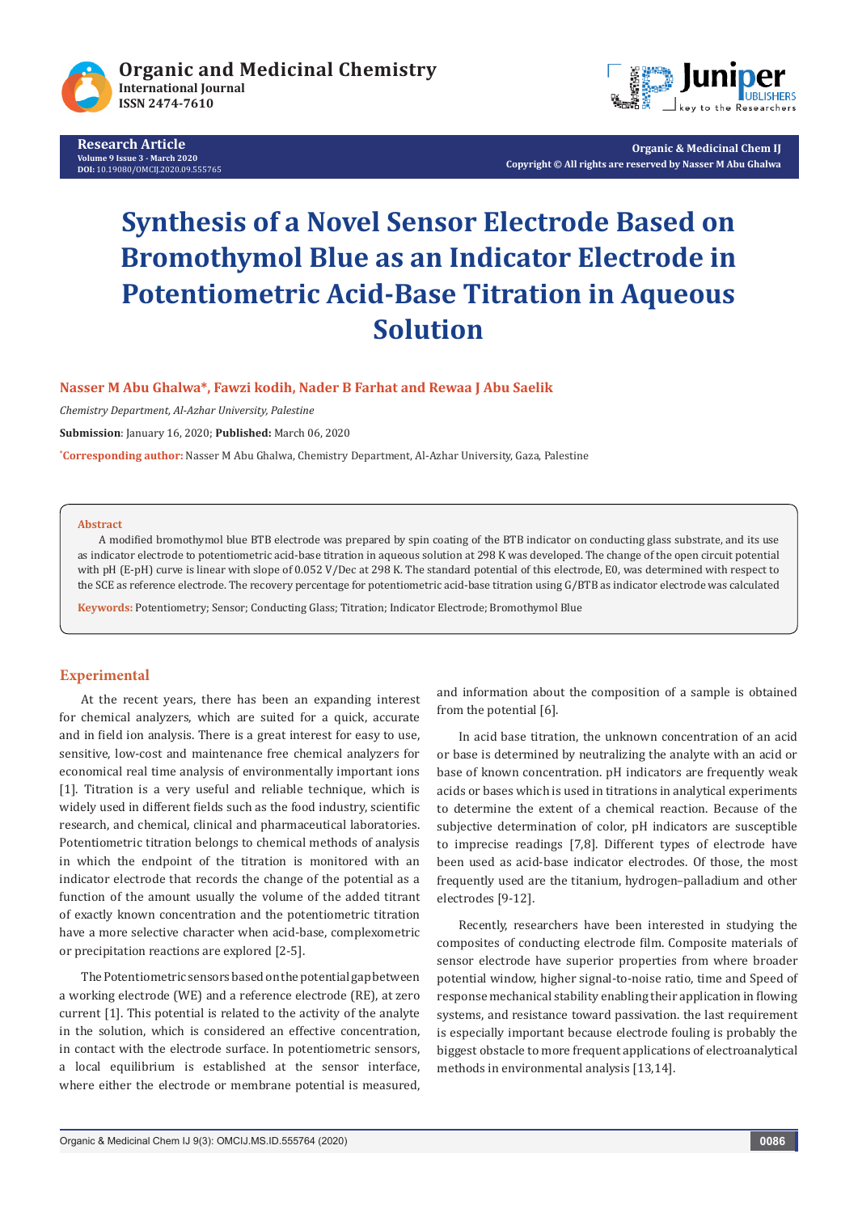# Synthesis of a Novel Sensor Electrode Based on Bromothymol Blue as an Indicator Electrode in Potentiometric Acid-Base Titration in Aqueous Solution

**Nasser M Abu Ghalwa*, Fawzi kodih, Nader B Farhat and Rewaa J Abu Saelik**

*Chemistry Department, Al-Azhar University, Palestine*

**Submission**: January 16, 2020; **Published:** March 06, 2020

*Corresponding author: Nasser M Abu Ghalwa, Chemistry Department, Al-Azhar University, Gaza, Palestine

**Abstract**

A modified bromothymol blue BTB electrode was prepared by spin coating of the BTB indicator on conducting glass substrate, and its use as indicator electrode to potentiometric acid-base titration in aqueous solution at 298 K was developed. The change of the open circuit potential with pH (E-pH) curve is linear with slope of 0.052 V/Dec at 298 K. The standard potential of this electrode, E0, was determined with respect to the SCE as reference electrode. The recovery percentage for potentiometric acid-base titration using G/BTB as indicator electrode was calculated

**Keywords:** Potentiometry; Sensor; Conducting Glass; Titration; Indicator Electrode; Bromothymol Blue

## Experimental

At the recent years, there has been an expanding interest for chemical analyzers, which are suited for a quick, accurate and in field ion analysis. There is a great interest for easy to use, sensitive, low-cost and maintenance free chemical analyzers for economical real time analysis of environmentally important ions [1]. Titration is a very useful and reliable technique, which is widely used in different fields such as the food industry, scientific research, and chemical, clinical and pharmaceutical laboratories. Potentiometric titration belongs to chemical methods of analysis in which the endpoint of the titration is monitored with an indicator electrode that records the change of the potential as a function of the amount usually the volume of the added titrant of exactly known concentration and the potentiometric titration have a more selective character when acid-base, complexometric or precipitation reactions are explored [2-5].

The Potentiometric sensors based on the potential gap between a working electrode (WE) and a reference electrode (RE), at zero current [1]. This potential is related to the activity of the analyte in the solution, which is considered an effective concentration, in contact with the electrode surface. In potentiometric sensors, a local equilibrium is established at the sensor interface, where either the electrode or membrane potential is measured, and information about the composition of a sample is obtained from the potential [6].

In acid base titration, the unknown concentration of an acid or base is determined by neutralizing the analyte with an acid or base of known concentration. pH indicators are frequently weak acids or bases which is used in titrations in analytical experiments to determine the extent of a chemical reaction. Because of the subjective determination of color, pH indicators are susceptible to imprecise readings [7,8]. Different types of electrode have been used as acid-base indicator electrodes. Of those, the most frequently used are the titanium, hydrogen–palladium and other electrodes [9-12].

Recently, researchers have been interested in studying the composites of conducting electrode film. Composite materials of sensor electrode have superior properties from where broader potential window, higher signal-to-noise ratio, time and Speed of response mechanical stability enabling their application in flowing systems, and resistance toward passivation. the last requirement is especially important because electrode fouling is probably the biggest obstacle to more frequent applications of electroanalytical methods in environmental analysis [13,14].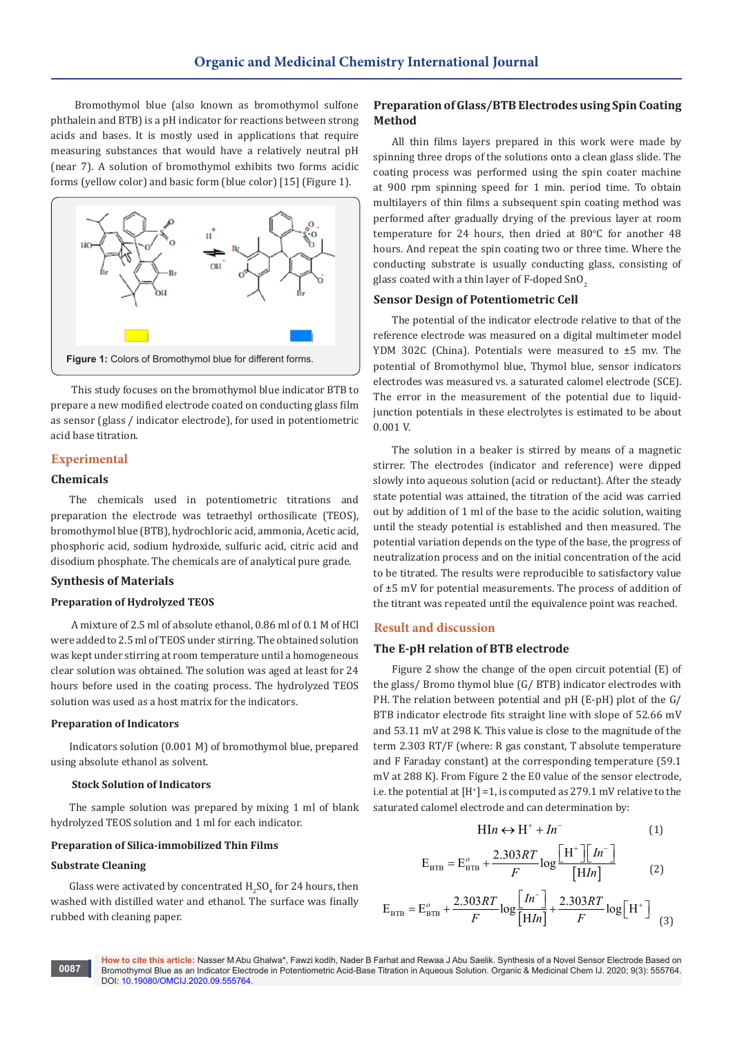Bromothymol blue (also known as bromothymol sulfone phthalein and BTB) is a pH indicator for reactions between strong acids and bases. It is mostly used in applications that require measuring substances that would have a relatively neutral pH (near 7). A solution of bromothymol exhibits two forms acidic forms (yellow color) and basic form (blue color) [15] (Figure 1).

Figure 1: Colors of Bromothymol blue for different forms.

This study focuses on the bromothymol blue indicator BTB to prepare a new modified electrode coated on conducting glass film as sensor (glass / indicator electrode), for used in potentiometric acid base titration.

## Experimental

### Chemicals

The chemicals used in potentiometric titrations and preparation the electrode was tetraethyl orthosilicate (TEOS), bromothymol blue (BTB), hydrochloric acid, ammonia, Acetic acid, phosphoric acid, sodium hydroxide, sulfuric acid, citric acid and disodium phosphate. The chemicals are of analytical pure grade.

### Synthesis of Materials

#### Preparation of Hydrolyzed TEOS

A mixture of 2.5 ml of absolute ethanol, 0.86 ml of 0.1 M of HCl were added to 2.5 ml of TEOS under stirring. The obtained solution was kept under stirring at room temperature until a homogeneous clear solution was obtained. The solution was aged at least for 24 hours before used in the coating process. The hydrolyzed TEOS solution was used as a host matrix for the indicators.

#### Preparation of Indicators

Indicators solution (0.001 M) of bromothymol blue, prepared using absolute ethanol as solvent.

#### Stock Solution of Indicators

The sample solution was prepared by mixing 1 ml of blank hydrolyzed TEOS solution and 1 ml for each indicator.

#### Preparation of Silica-immobilized Thin Films

#### Substrate Cleaning

Glass were activated by concentrated $H_2SO_4$ for 24 hours, then washed with distilled water and ethanol. The surface was finally rubbed with cleaning paper.

#### Preparation of Glass/BTB Electrodes using Spin Coating Method

All thin films layers prepared in this work were made by spinning three drops of the solutions onto a clean glass slide. The coating process was performed using the spin coater machine at 900 rpm spinning speed for 1 min. period time. To obtain multilayers of thin films a subsequent spin coating method was performed after gradually drying of the previous layer at room temperature for 24 hours, then dried at 80°C for another 48 hours. And repeat the spin coating two or three time. Where the conducting substrate is usually conducting glass, consisting of glass coated with a thin layer of F-doped $SnO_2$

#### Sensor Design of Potentiometric Cell

The potential of the indicator electrode relative to that of the reference electrode was measured on a digital multimeter model YDM 302C (China). Potentials were measured to ±5 mv. The potential of Bromothymol blue, Thymol blue, sensor indicators electrodes was measured vs. a saturated calomel electrode (SCE). The error in the measurement of the potential due to liquid-junction potentials in these electrolytes is estimated to be about 0.001 V.

The solution in a beaker is stirred by means of a magnetic stirrer. The electrodes (indicator and reference) were dipped slowly into aqueous solution (acid or reductant). After the steady state potential was attained, the titration of the acid was carried out by addition of 1 ml of the base to the acidic solution, waiting until the steady potential is established and then measured. The potential variation depends on the type of the base, the progress of neutralization process and on the initial concentration of the acid to be titrated. The results were reproducible to satisfactory value of ±5 mV for potential measurements. The process of addition of the titrant was repeated until the equivalence point was reached.

## Result and discussion

### The E-pH relation of BTB electrode

Figure 2 show the change of the open circuit potential (E) of the glass/ Bromo thymol blue (G/ BTB) indicator electrodes with PH. The relation between potential and pH (E-pH) plot of the G/ BTB indicator electrode fits straight line with slope of 52.66 mV and 53.11 mV at 298 K. This value is close to the magnitude of the term 2.303 RT/F (where: R gas constant, T absolute temperature and F Faraday constant) at the corresponding temperature (59.1 mV at 288 K). From Figure 2 the E0 value of the sensor electrode, i.e. the potential at $[H^+]=1$, is computed as 279.1 mV relative to the saturated calomel electrode and can determination by:

$$\mathrm{H}In \leftrightarrow \mathrm{H}^{+} + In^{-} \qquad (1)$$

$$E_{\mathrm{BTB}} = E^{o}_{\mathrm{BTB}} + \frac{2.303RT}{F}\log\frac{\left[\mathrm{H}^{+}\right]\left[In^{-}\right]}{\left[\mathrm{H}In\right]} \qquad (2)$$

$$E_{\mathrm{BTB}} = E^{o}_{\mathrm{BTB}} + \frac{2.303RT}{F}\log\frac{\left[In^{-}\right]}{\left[\mathrm{H}In\right]} + \frac{2.303RT}{F}\log\left[\mathrm{H}^{+}\right] \qquad (3)$$

**How to cite this article:** Nasser M Abu Ghalwa*, Fawzi kodih, Nader B Farhat and Rewaa J Abu Saelik. Synthesis of a Novel Sensor Electrode Based on Bromothymol Blue as an Indicator Electrode in Potentiometric Acid-Base Titration in Aqueous Solution. Organic & Medicinal Chem IJ. 2020; 9(3): 555764. DOI: 10.19080/OMCIJ.2020.09.555764.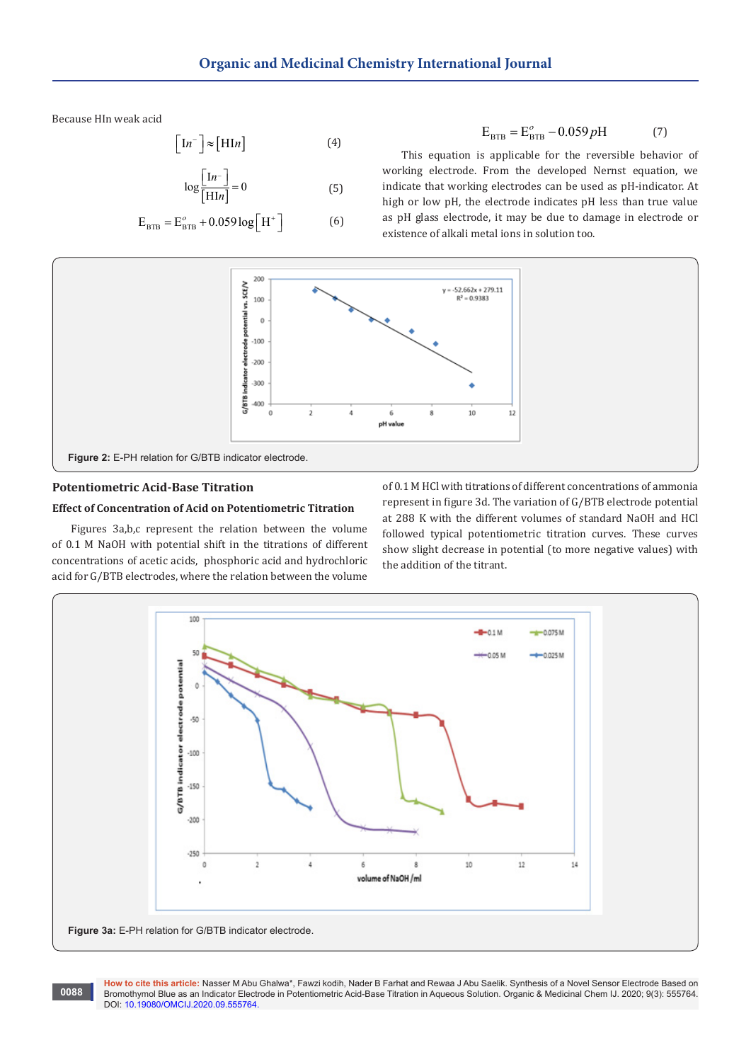Because HIn weak acid

$$\left[In^{-}\right] \approx \left[HIn\right] \quad (4)$$

$$\log\frac{\left[In^{-}\right]}{\left[HIn\right]} = 0 \quad (5)$$

$$E_{BTB} = E^{o}_{BTB} + 0.059\log\left[H^{+}\right] \quad (6)$$

$$E_{BTB} = E^{o}_{BTB} - 0.059\,pH \quad (7)$$

This equation is applicable for the reversible behavior of working electrode. From the developed Nernst equation, we indicate that working electrodes can be used as pH-indicator. At high or low pH, the electrode indicates pH less than true value as pH glass electrode, it may be due to damage in electrode or existence of alkali metal ions in solution too.

**Figure 2:** E-PH relation for G/BTB indicator electrode.

## Potentiometric Acid-Base Titration

### Effect of Concentration of Acid on Potentiometric Titration

Figures 3a,b,c represent the relation between the volume of 0.1 M NaOH with potential shift in the titrations of different concentrations of acetic acids, phosphoric acid and hydrochloric acid for G/BTB electrodes, where the relation between the volume of 0.1 M HCl with titrations of different concentrations of ammonia represent in figure 3d. The variation of G/BTB electrode potential at 288 K with the different volumes of standard NaOH and HCl followed typical potentiometric titration curves. These curves show slight decrease in potential (to more negative values) with the addition of the titrant.

**Figure 3a:** E-PH relation for G/BTB indicator electrode.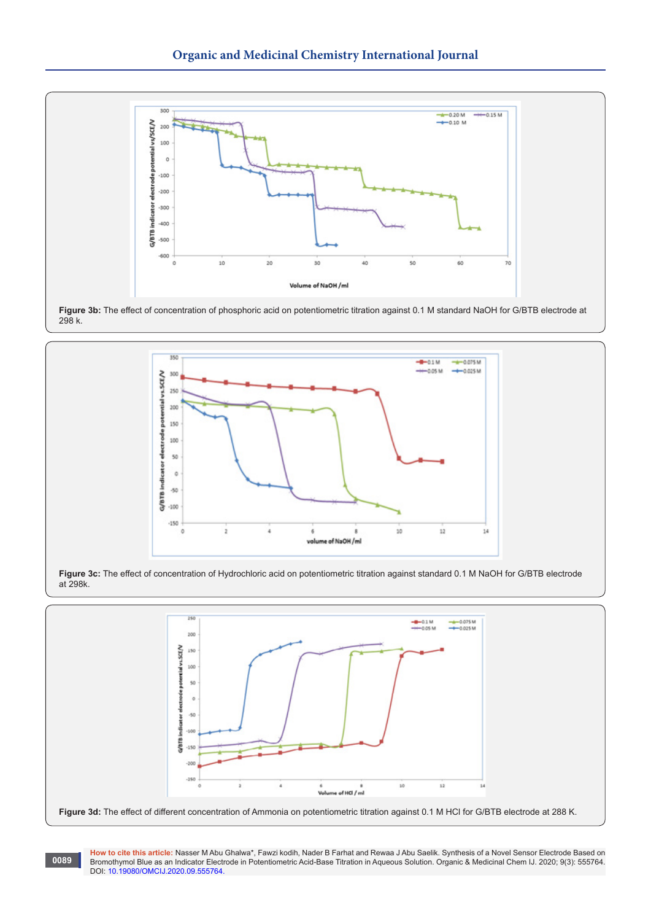**Figure 3b:** The effect of concentration of phosphoric acid on potentiometric titration against 0.1 M standard NaOH for G/BTB electrode at 298 k.

**Figure 3c:** The effect of concentration of Hydrochloric acid on potentiometric titration against standard 0.1 M NaOH for G/BTB electrode at 298k.

**Figure 3d:** The effect of different concentration of Ammonia on potentiometric titration against 0.1 M HCl for G/BTB electrode at 288 K.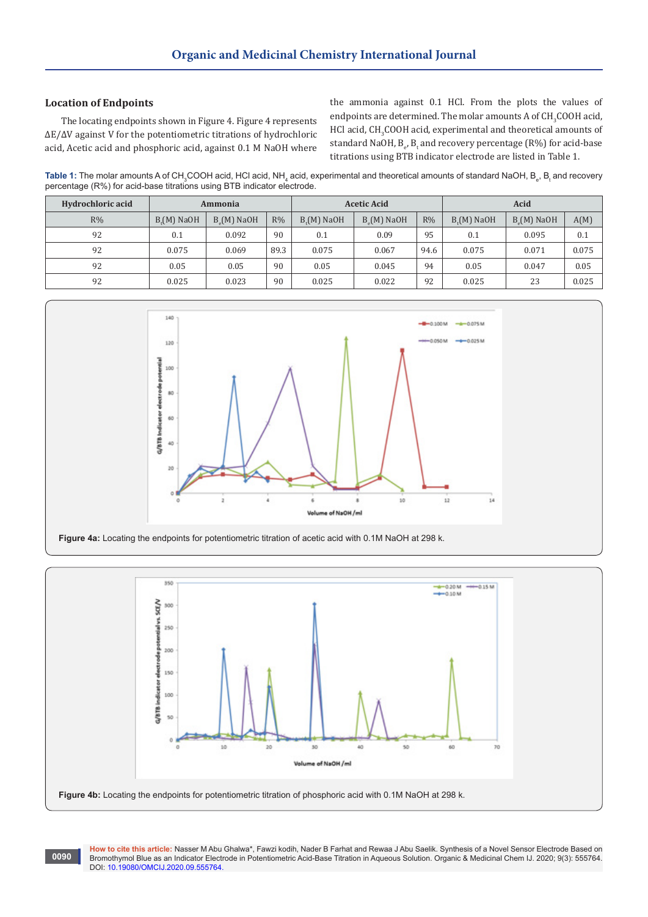### Location of Endpoints

The locating endpoints shown in Figure 4. Figure 4 represents $\Delta E/\Delta V$ against V for the potentiometric titrations of hydrochloric acid, Acetic acid and phosphoric acid, against 0.1 M NaOH where the ammonia against 0.1 HCl. From the plots the values of endpoints are determined. The molar amounts A of $CH_3COOH$ acid, HCl acid, $CH_3COOH$ acid, experimental and theoretical amounts of standard NaOH, $B_e$, $B_t$ and recovery percentage (R%) for acid-base titrations using BTB indicator electrode are listed in Table 1.

**Table 1:** The molar amounts A of $CH_3COOH$ acid, HCl acid, $NH_4$ acid, experimental and theoretical amounts of standard NaOH, $B_e$, $B_t$ and recovery percentage (R%) for acid-base titrations using BTB indicator electrode.

| Hydrochloric acid | Ammonia | | | Acetic Acid | | | Acid | | |
|---|---|---|---|---|---|---|---|---|---|
| R% | $B_t$(M) NaOH | $B_e$(M) NaOH | R% | $B_t$(M) NaOH | $B_e$(M) NaOH | R% | $B_t$(M) NaOH | $B_e$(M) NaOH | A(M) |
| 92 | 0.1 | 0.092 | 90 | 0.1 | 0.09 | 95 | 0.1 | 0.095 | 0.1 |
| 92 | 0.075 | 0.069 | 89.3 | 0.075 | 0.067 | 94.6 | 0.075 | 0.071 | 0.075 |
| 92 | 0.05 | 0.05 | 90 | 0.05 | 0.045 | 94 | 0.05 | 0.047 | 0.05 |
| 92 | 0.025 | 0.023 | 90 | 0.025 | 0.022 | 92 | 0.025 | 23 | 0.025 |

**Figure 4a:** Locating the endpoints for potentiometric titration of acetic acid with 0.1M NaOH at 298 k.

**Figure 4b:** Locating the endpoints for potentiometric titration of phosphoric acid with 0.1M NaOH at 298 k.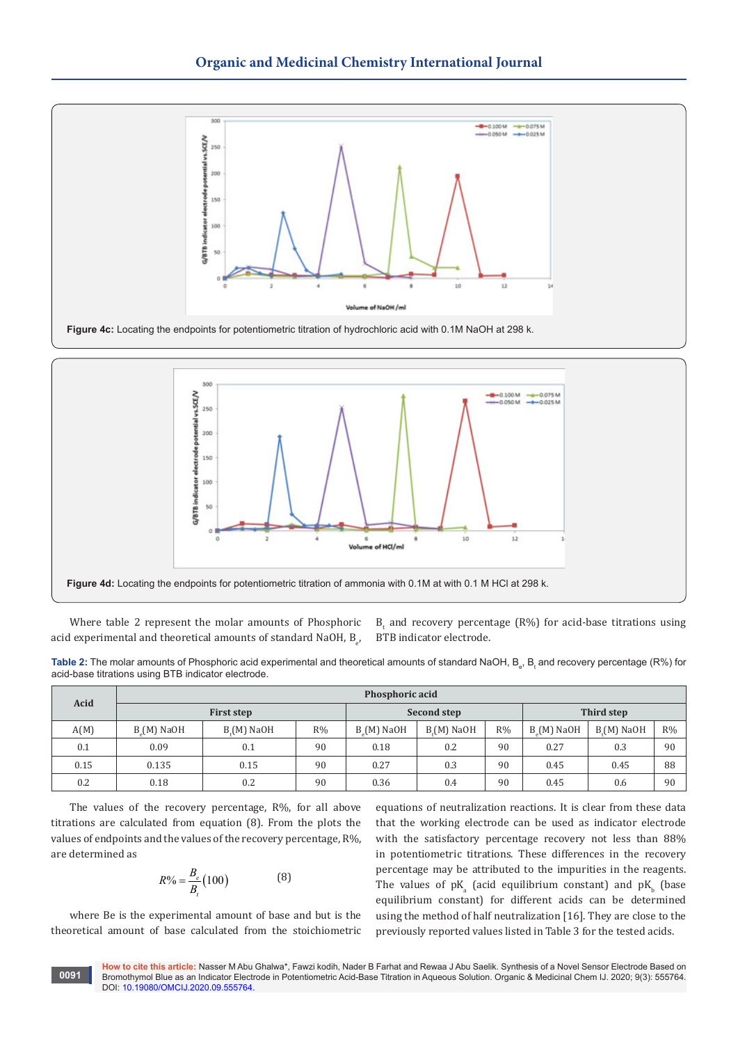Figure 4c: Locating the endpoints for potentiometric titration of hydrochloric acid with 0.1M NaOH at 298 k.

Figure 4d: Locating the endpoints for potentiometric titration of ammonia with 0.1M at with 0.1 M HCl at 298 k.

Where table 2 represent the molar amounts of Phosphoric acid experimental and theoretical amounts of standard NaOH, $B_e$, $B_t$ and recovery percentage (R%) for acid-base titrations using BTB indicator electrode.

**Table 2:** The molar amounts of Phosphoric acid experimental and theoretical amounts of standard NaOH, $B_e$, $B_t$ and recovery percentage (R%) for acid-base titrations using BTB indicator electrode.

| Acid | Phosphoric acid | | | | | | | | |
|---|---|---|---|---|---|---|---|---|---|
| | First step | | | Second step | | | Third step | | |
| A(M) | $B_e$(M) NaOH | $B_t$(M) NaOH | R% | $B_e$(M) NaOH | $B_t$(M) NaOH | R% | $B_e$(M) NaOH | $B_t$(M) NaOH | R% |
| 0.1 | 0.09 | 0.1 | 90 | 0.18 | 0.2 | 90 | 0.27 | 0.3 | 90 |
| 0.15 | 0.135 | 0.15 | 90 | 0.27 | 0.3 | 90 | 0.45 | 0.45 | 88 |
| 0.2 | 0.18 | 0.2 | 90 | 0.36 | 0.4 | 90 | 0.45 | 0.6 | 90 |

The values of the recovery percentage, R%, for all above titrations are calculated from equation (8). From the plots the values of endpoints and the values of the recovery percentage, R%, are determined as

$$R\% = \frac{B_e}{B_t}(100) \qquad (8)$$

where Be is the experimental amount of base and but is the theoretical amount of base calculated from the stoichiometric equations of neutralization reactions. It is clear from these data that the working electrode can be used as indicator electrode with the satisfactory percentage recovery not less than 88% in potentiometric titrations. These differences in the recovery percentage may be attributed to the impurities in the reagents. The values of $pK_a$ (acid equilibrium constant) and $pK_b$ (base equilibrium constant) for different acids can be determined using the method of half neutralization [16]. They are close to the previously reported values listed in Table 3 for the tested acids.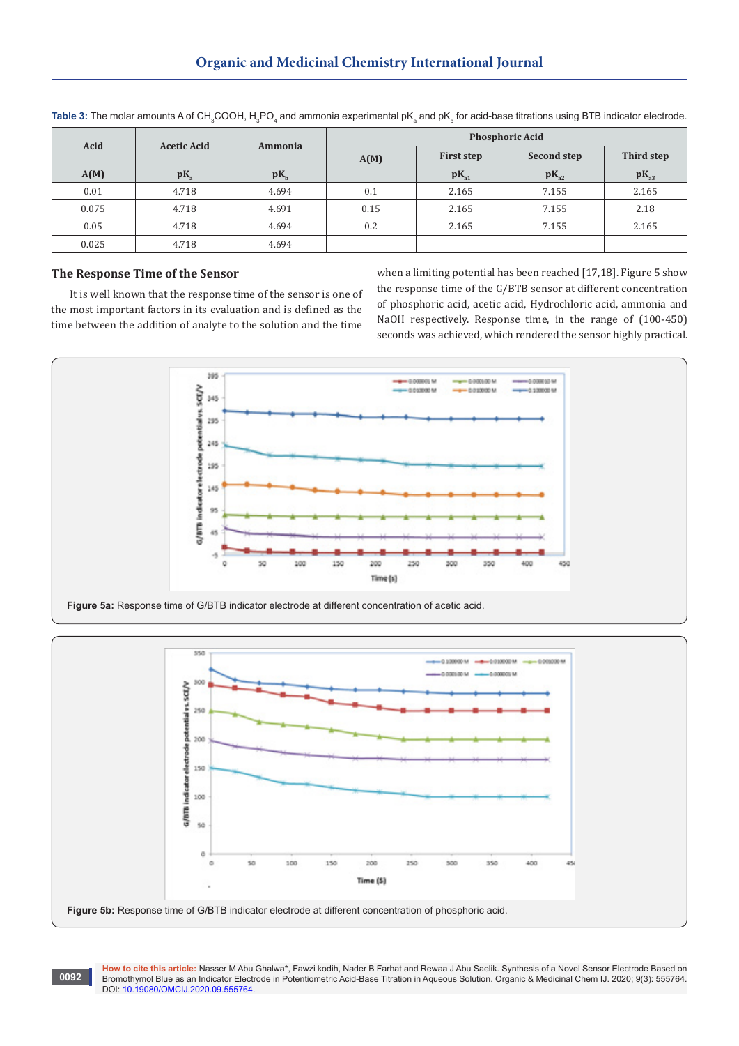**Table 3:** The molar amounts A of $CH_3COOH$, $H_3PO_4$ and ammonia experimental $pK_a$ and $pK_b$ for acid-base titrations using BTB indicator electrode.

| Acid | Acetic Acid | Ammonia | Phosphoric Acid | | | |
|---|---|---|---|---|---|---|
| | | | A(M) | First step | Second step | Third step |
| A(M) | $pK_a$ | $pK_b$ | | $pK_{a1}$ | $pK_{a2}$ | $pK_{a3}$ |
| 0.01 | 4.718 | 4.694 | 0.1 | 2.165 | 7.155 | 2.165 |
| 0.075 | 4.718 | 4.691 | 0.15 | 2.165 | 7.155 | 2.18 |
| 0.05 | 4.718 | 4.694 | 0.2 | 2.165 | 7.155 | 2.165 |
| 0.025 | 4.718 | 4.694 | | | | |

## The Response Time of the Sensor

It is well known that the response time of the sensor is one of the most important factors in its evaluation and is defined as the time between the addition of analyte to the solution and the time when a limiting potential has been reached [17,18]. Figure 5 show the response time of the G/BTB sensor at different concentration of phosphoric acid, acetic acid, Hydrochloric acid, ammonia and NaOH respectively. Response time, in the range of (100-450) seconds was achieved, which rendered the sensor highly practical.

**Figure 5a:** Response time of G/BTB indicator electrode at different concentration of acetic acid.

**Figure 5b:** Response time of G/BTB indicator electrode at different concentration of phosphoric acid.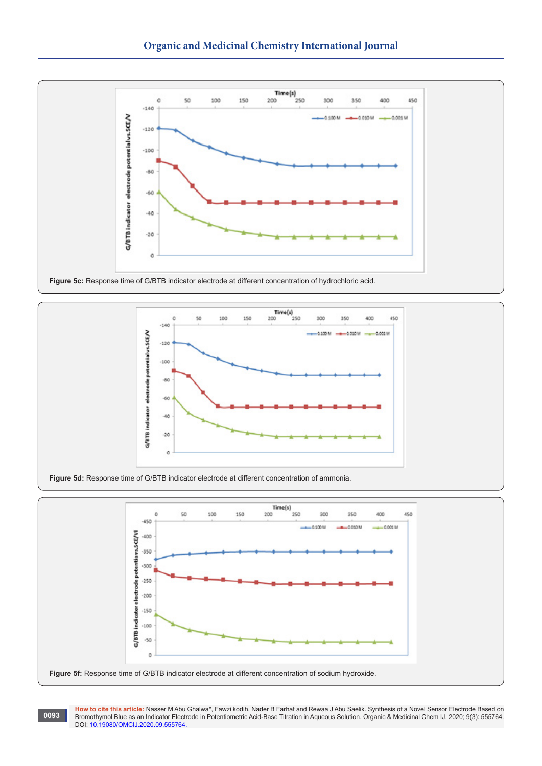**Figure 5c:** Response time of G/BTB indicator electrode at different concentration of hydrochloric acid.

**Figure 5d:** Response time of G/BTB indicator electrode at different concentration of ammonia.

**Figure 5f:** Response time of G/BTB indicator electrode at different concentration of sodium hydroxide.

**How to cite this article:** Nasser M Abu Ghalwa*, Fawzi kodih, Nader B Farhat and Rewaa J Abu Saelik. Synthesis of a Novel Sensor Electrode Based on Bromothymol Blue as an Indicator Electrode in Potentiometric Acid-Base Titration in Aqueous Solution. Organic & Medicinal Chem IJ. 2020; 9(3): 555764. DOI: 10.19080/OMCIJ.2020.09.555764.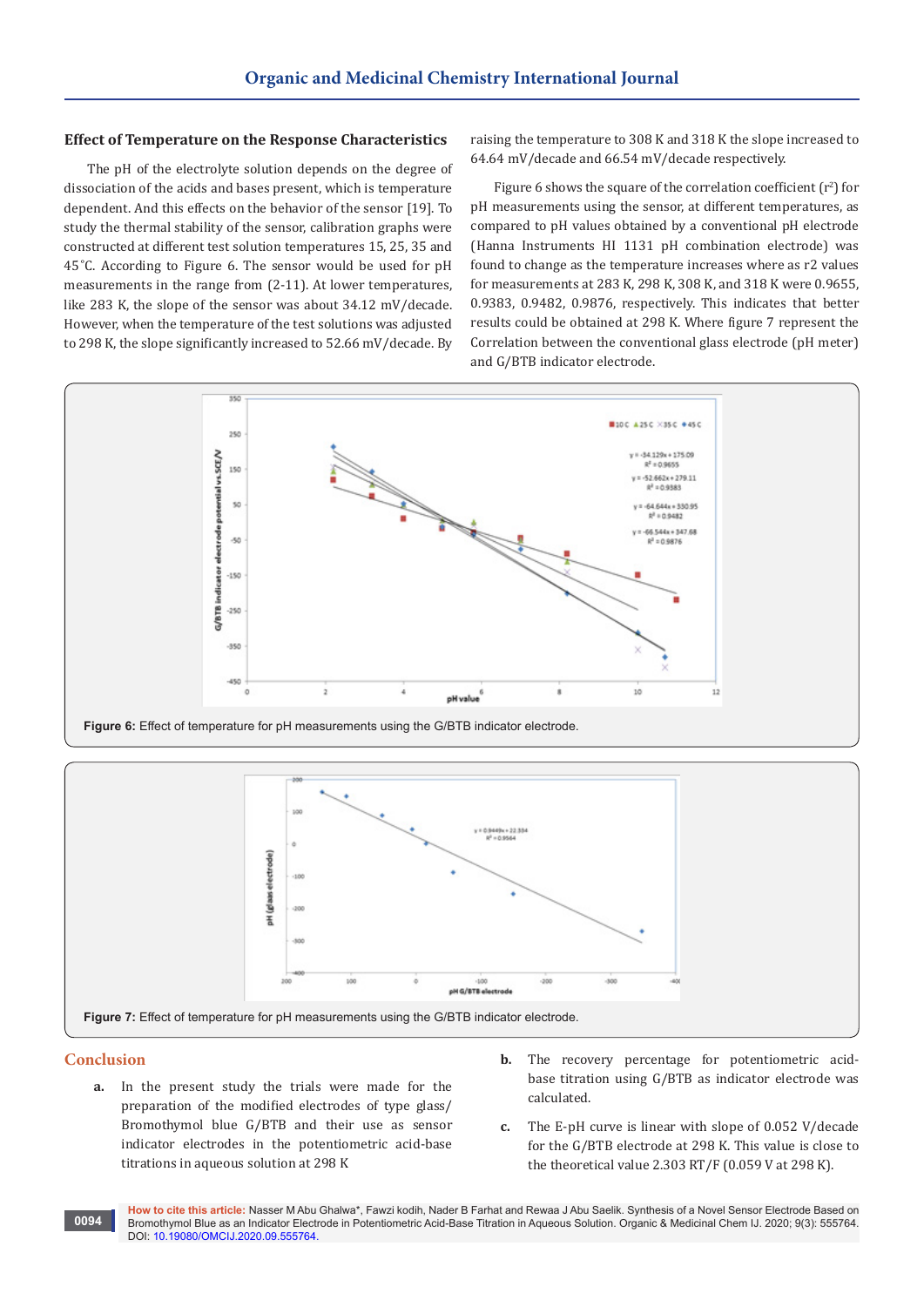### Effect of Temperature on the Response Characteristics

The pH of the electrolyte solution depends on the degree of dissociation of the acids and bases present, which is temperature dependent. And this effects on the behavior of the sensor [19]. To study the thermal stability of the sensor, calibration graphs were constructed at different test solution temperatures 15, 25, 35 and 45˚C. According to Figure 6. The sensor would be used for pH measurements in the range from (2-11). At lower temperatures, like 283 K, the slope of the sensor was about 34.12 mV/decade. However, when the temperature of the test solutions was adjusted to 298 K, the slope significantly increased to 52.66 mV/decade. By raising the temperature to 308 K and 318 K the slope increased to 64.64 mV/decade and 66.54 mV/decade respectively.

Figure 6 shows the square of the correlation coefficient ($r^2$) for pH measurements using the sensor, at different temperatures, as compared to pH values obtained by a conventional pH electrode (Hanna Instruments HI 1131 pH combination electrode) was found to change as the temperature increases where as r2 values for measurements at 283 K, 298 K, 308 K, and 318 K were 0.9655, 0.9383, 0.9482, 0.9876, respectively. This indicates that better results could be obtained at 298 K. Where figure 7 represent the Correlation between the conventional glass electrode (pH meter) and G/BTB indicator electrode.

**Figure 6:** Effect of temperature for pH measurements using the G/BTB indicator electrode.

**Figure 7:** Effect of temperature for pH measurements using the G/BTB indicator electrode.

## Conclusion

a. In the present study the trials were made for the preparation of the modified electrodes of type glass/ Bromothymol blue G/BTB and their use as sensor indicator electrodes in the potentiometric acid-base titrations in aqueous solution at 298 K

b. The recovery percentage for potentiometric acid-base titration using G/BTB as indicator electrode was calculated.

c. The E-pH curve is linear with slope of 0.052 V/decade for the G/BTB electrode at 298 K. This value is close to the theoretical value 2.303 RT/F (0.059 V at 298 K).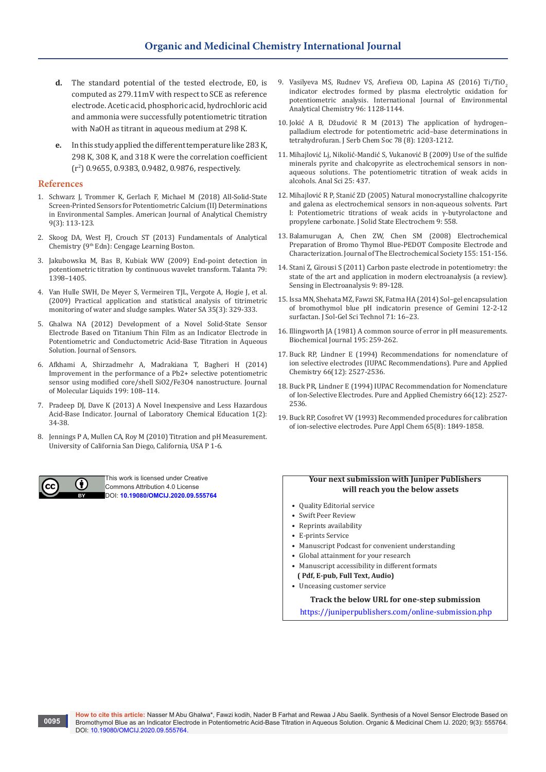d. The standard potential of the tested electrode, E0, is computed as 279.11mV with respect to SCE as reference electrode. Acetic acid, phosphoric acid, hydrochloric acid and ammonia were successfully potentiometric titration with NaOH as titrant in aqueous medium at 298 K.

e. In this study applied the different temperature like 283 K, 298 K, 308 K, and 318 K were the correlation coefficient ($r^2$) 0.9655, 0.9383, 0.9482, 0.9876, respectively.

## References

1. Schwarz J, Trommer K, Gerlach F, Michael M (2018) All-Solid-State Screen-Printed Sensors for Potentiometric Calcium (II) Determinations in Environmental Samples. American Journal of Analytical Chemistry 9(3): 113-123.
2. Skoog DA, West FJ, Crouch ST (2013) Fundamentals of Analytical Chemistry (9th Edn): Cengage Learning Boston.
3. Jakubowska M, Bas B, Kubiak WW (2009) End-point detection in potentiometric titration by continuous wavelet transform. Talanta 79: 1398–1405.
4. Van Hulle SWH, De Meyer S, Vermeiren TJL, Vergote A, Hogie J, et al. (2009) Practical application and statistical analysis of titrimetric monitoring of water and sludge samples. Water SA 35(3): 329-333.
5. Ghalwa NA (2012) Development of a Novel Solid-State Sensor Electrode Based on Titanium Thin Film as an Indicator Electrode in Potentiometric and Conductometric Acid-Base Titration in Aqueous Solution. Journal of Sensors.
6. Afkhami A, Shirzadmehr A, Madrakiana T, Bagheri H (2014) Improvement in the performance of a Pb2+ selective potentiometric sensor using modified core/shell SiO2/Fe3O4 nanostructure. Journal of Molecular Liquids 199: 108–114.
7. Pradeep DJ, Dave K (2013) A Novel Inexpensive and Less Hazardous Acid-Base Indicator. Journal of Laboratory Chemical Education 1(2): 34-38.
8. Jennings P A, Mullen CA, Roy M (2010) Titration and pH Measurement. University of California San Diego, California, USA P 1-6.
9. Vasilyeva MS, Rudnev VS, Arefieva OD, Lapina AS (2016) Ti/$TiO_2$ indicator electrodes formed by plasma electrolytic oxidation for potentiometric analysis. International Journal of Environmental Analytical Chemistry 96: 1128-1144.
10. Jokić A B, Džudović R M (2013) The application of hydrogen–palladium electrode for potentiometric acid–base determinations in tetrahydrofuran. J Serb Chem Soc 78 (8): 1203-1212.
11. Mihajlović Lj, Nikolić-Mandić S, Vukanović B (2009) Use of the sulfide minerals pyrite and chalcopyrite as electrochemical sensors in non-aqueous solutions. The potentiometric titration of weak acids in alcohols. Anal Sci 25: 437.
12. Mihajlović R P, Stanić ZD (2005) Natural monocrystalline chalcopyrite and galena as electrochemical sensors in non-aqueous solvents. Part I: Potentiometric titrations of weak acids in γ-butyrolactone and propylene carbonate. J Solid State Electrochem 9: 558.
13. Balamurugan A, Chen ZW, Chen SM (2008) Electrochemical Preparation of Bromo Thymol Blue-PEDOT Composite Electrode and Characterization. Journal of The Electrochemical Society 155: 151-156.
14. Stani Z, Girousi S (2011) Carbon paste electrode in potentiometry: the state of the art and application in modern electroanalysis (a review). Sensing in Electroanalysis 9: 89-128.
15. Issa MN, Shehata MZ, Fawzi SK, Fatma HA (2014) Sol–gel encapsulation of bromothymol blue pH indicatorin presence of Gemini 12-2-12 surfactan. J Sol-Gel Sci Technol 71: 16–23.
16. Illingworth JA (1981) A common source of error in pH measurements. Biochemical Journal 195: 259-262.
17. Buck RP, Lindner E (1994) Recommendations for nomenclature of ion selective electrodes (IUPAC Recommendations). Pure and Applied Chemistry 66(12): 2527-2536.
18. Buck PR, Lindner E (1994) IUPAC Recommendation for Nomenclature of Ion-Selective Electrodes. Pure and Applied Chemistry 66(12): 2527-2536.
19. Buck RP, Cosofret VV (1993) Recommended procedures for calibration of ion-selective electrodes. Pure Appl Chem 65(8): 1849-1858.

This work is licensed under Creative Commons Attribution 4.0 License
DOI: 10.19080/OMCIJ.2020.09.555764

**Your next submission with Juniper Publishers will reach you the below assets**

- Quality Editorial service
- Swift Peer Review
- Reprints availability
- E-prints Service
- Manuscript Podcast for convenient understanding
- Global attainment for your research
- Manuscript accessibility in different formats **(Pdf, E-pub, Full Text, Audio)**
- Unceasing customer service

**Track the below URL for one-step submission**

https://juniperpublishers.com/online-submission.php

**How to cite this article:** Nasser M Abu Ghalwa*, Fawzi kodih, Nader B Farhat and Rewaa J Abu Saelik. Synthesis of a Novel Sensor Electrode Based on Bromothymol Blue as an Indicator Electrode in Potentiometric Acid-Base Titration in Aqueous Solution. Organic & Medicinal Chem IJ. 2020; 9(3): 555764. DOI: 10.19080/OMCIJ.2020.09.555764.